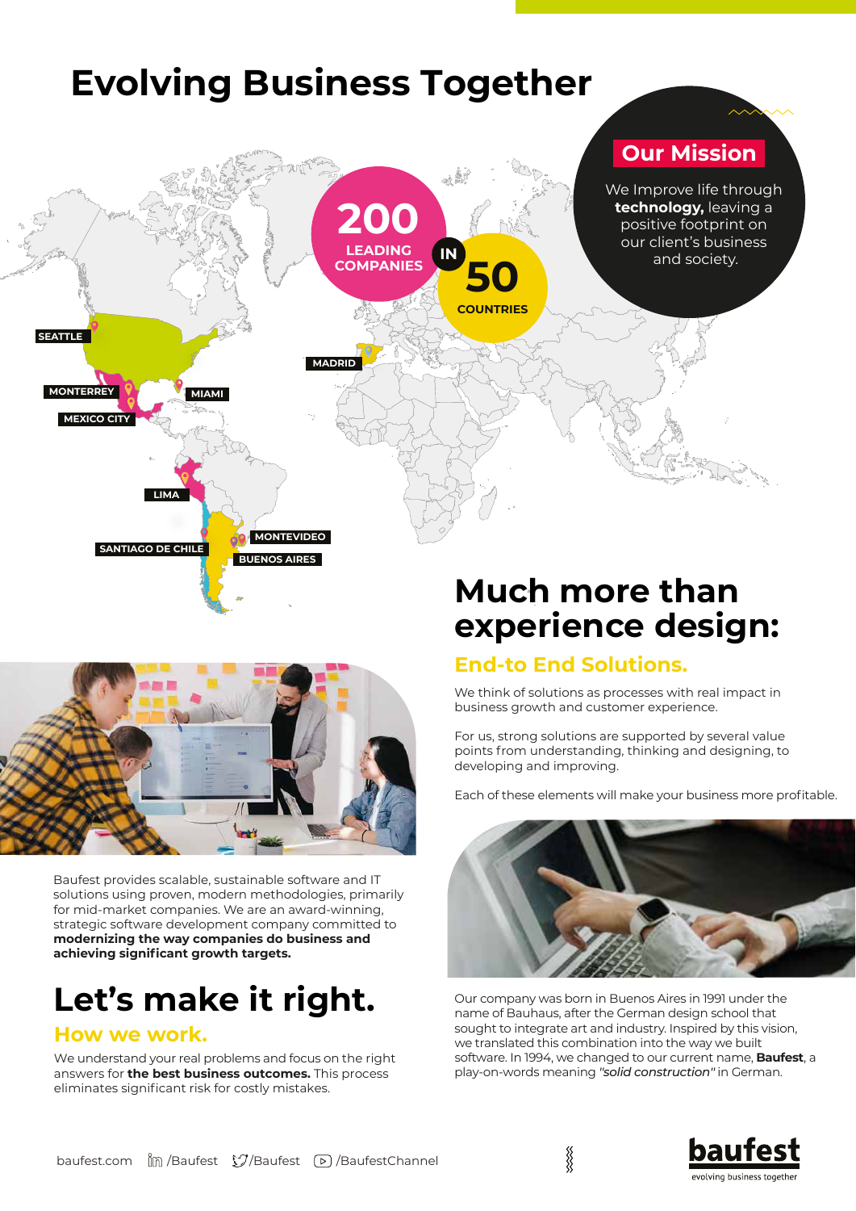# Evolving Business Together

**200** LEADING COMPANIES **IN** **50** COUNTRIES

SEATTLE
MONTERREY
MEXICO CITY
MIAMI
MADRID
LIMA
SANTIAGO DE CHILE
MONTEVIDEO
BUENOS AIRES

## Our Mission

We Improve life through **technology,** leaving a positive footprint on our client's business and society.

## Much more than experience design:

### End-to End Solutions.

We think of solutions as processes with real impact in business growth and customer experience.

For us, strong solutions are supported by several value points from understanding, thinking and designing, to developing and improving.

Each of these elements will make your business more profitable.

Baufest provides scalable, sustainable software and IT solutions using proven, modern methodologies, primarily for mid-market companies. We are an award-winning, strategic software development company committed to **modernizing the way companies do business and achieving significant growth targets.**

Our company was born in Buenos Aires in 1991 under the name of Bauhaus, after the German design school that sought to integrate art and industry. Inspired by this vision, we translated this combination into the way we built software. In 1994, we changed to our current name, **Baufest**, a play-on-words meaning *"solid construction"* in German.

## Let's make it right.

### How we work.

We understand your real problems and focus on the right answers for **the best business outcomes.** This process eliminates significant risk for costly mistakes.

baufest.com /Baufest /Baufest /BaufestChannel

**baufest**
evolving business together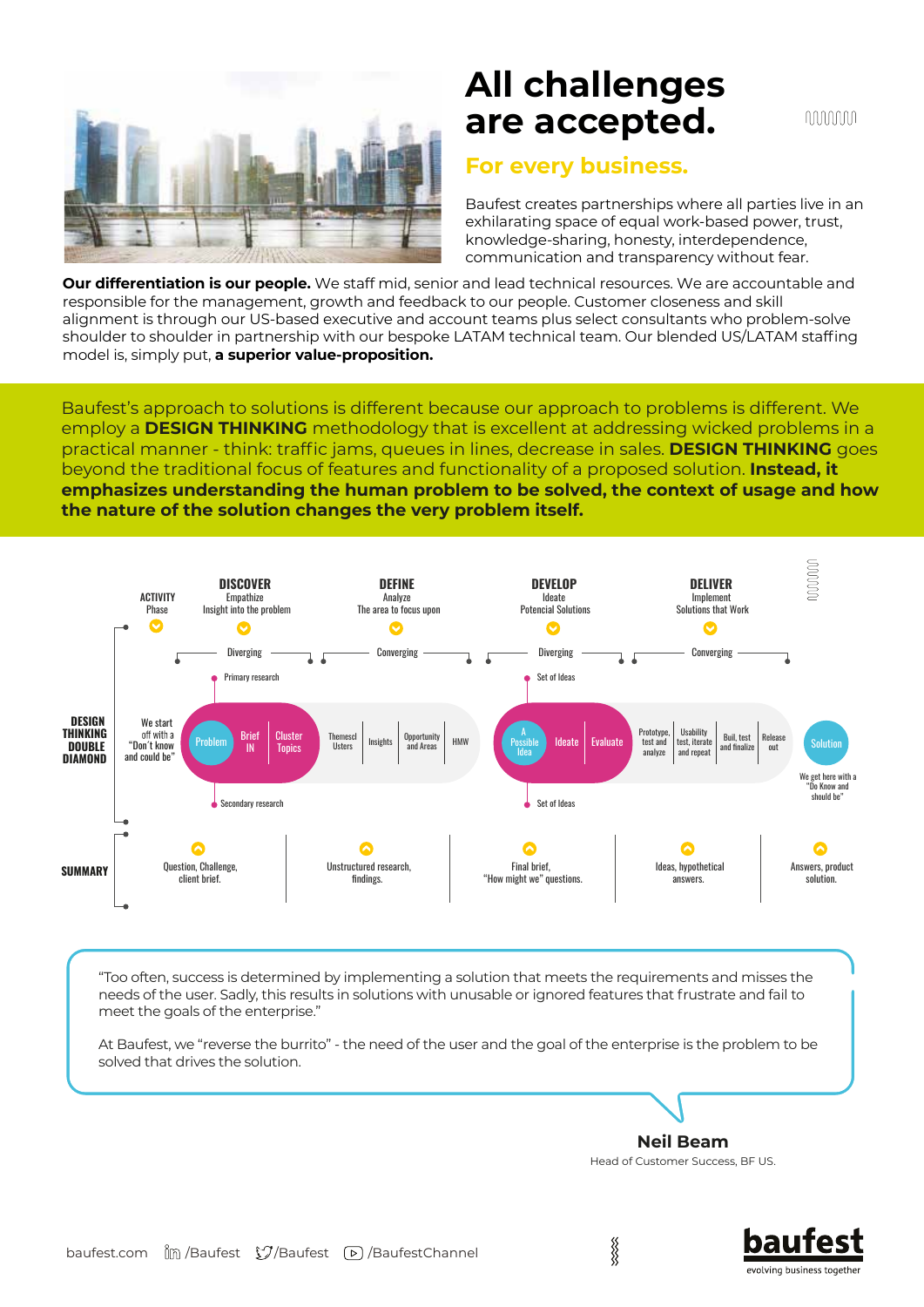# All challenges are accepted.

## For every business.

Baufest creates partnerships where all parties live in an exhilarating space of equal work-based power, trust, knowledge-sharing, honesty, interdependence, communication and transparency without fear.

**Our differentiation is our people.** We staff mid, senior and lead technical resources. We are accountable and responsible for the management, growth and feedback to our people. Customer closeness and skill alignment is through our US-based executive and account teams plus select consultants who problem-solve shoulder to shoulder in partnership with our bespoke LATAM technical team. Our blended US/LATAM staffing model is, simply put, **a superior value-proposition.**

Baufest's approach to solutions is different because our approach to problems is different. We employ a **DESIGN THINKING** methodology that is excellent at addressing wicked problems in a practical manner - think: traffic jams, queues in lines, decrease in sales. **DESIGN THINKING** goes beyond the traditional focus of features and functionality of a proposed solution. **Instead, it emphasizes understanding the human problem to be solved, the context of usage and how the nature of the solution changes the very problem itself.**

| ACTIVITY Phase | DISCOVER | DEFINE | DEVELOP | DELIVER |
|---|---|---|---|---|
| | Empathize | Analyze | Ideate | Implement |
| | Insight into the problem | The area to focus upon | Potencial Solutions | Solutions that Work |
| | Diverging | Converging | Diverging | Converging |

**DESIGN THINKING DOUBLE DIAMOND**

We start off with a "Don't know and could be"

- Primary research / Secondary research: Problem → Brief IN → Cluster Topics → Themescl Usters → Insights → Opportunity and Areas → HMW
- Set of Ideas: A Possible Idea → Ideate → Evaluate → Prototype, test and analyze → Usability test, iterate and repeat → Buil, test and finalize → Release out → Solution

We get here with a "Do Know and should be"

**SUMMARY**

| Question, Challenge, client brief. | Unstructured research, findings. | Final brief, "How might we" questions. | Ideas, hypothetical answers. | Answers, product solution. |
|---|---|---|---|---|

"Too often, success is determined by implementing a solution that meets the requirements and misses the needs of the user. Sadly, this results in solutions with unusable or ignored features that frustrate and fail to meet the goals of the enterprise."

At Baufest, we "reverse the burrito" - the need of the user and the goal of the enterprise is the problem to be solved that drives the solution.

**Neil Beam**
Head of Customer Success, BF US.

baufest.com /Baufest /Baufest /BaufestChannel

baufest
evolving business together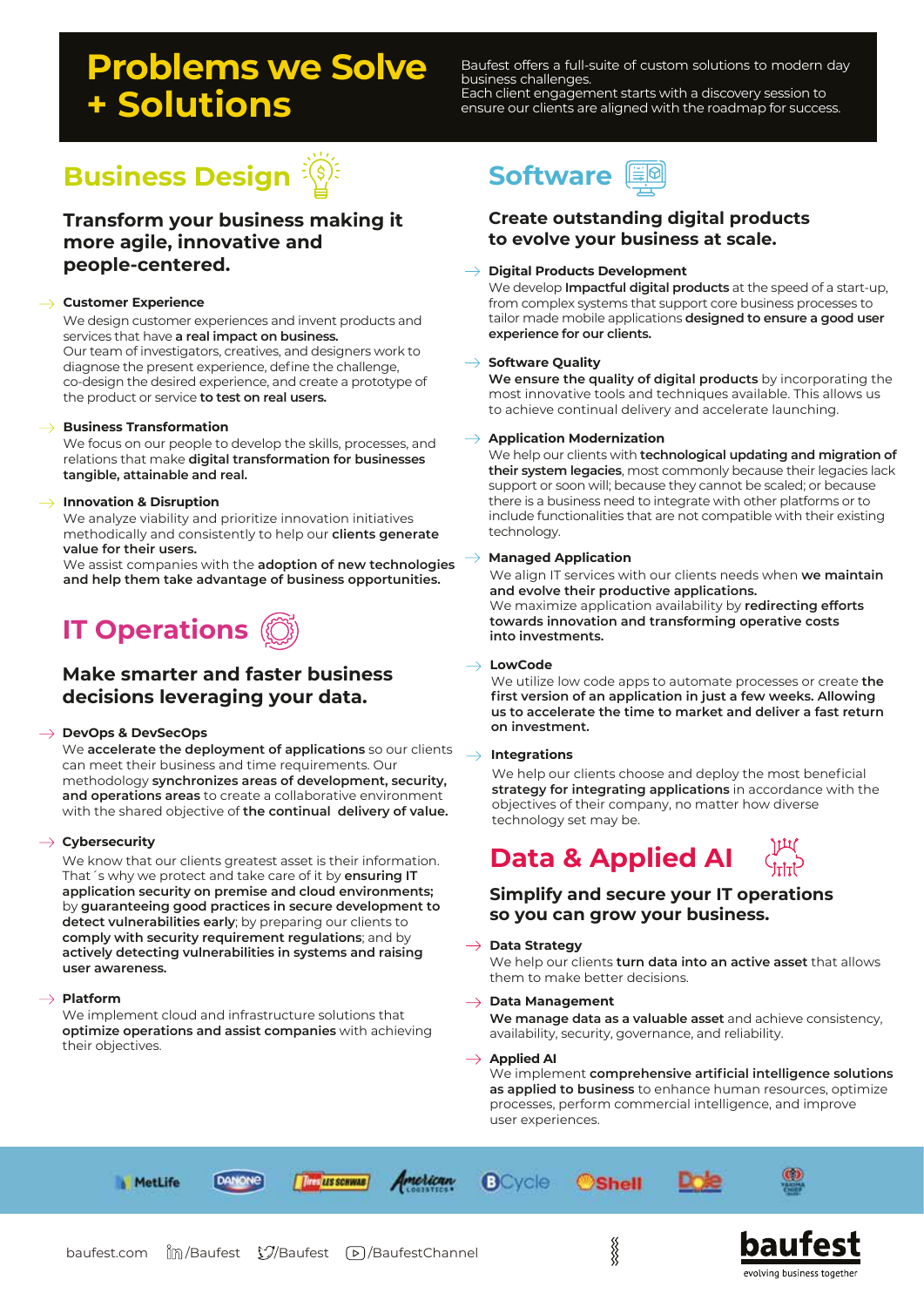# Problems we Solve + Solutions

Baufest offers a full-suite of custom solutions to modern day business challenges.
Each client engagement starts with a discovery session to ensure our clients are aligned with the roadmap for success.

## Business Design

### Transform your business making it more agile, innovative and people-centered.

→ **Customer Experience**
We design customer experiences and invent products and services that have **a real impact on business.**
Our team of investigators, creatives, and designers work to diagnose the present experience, define the challenge, co-design the desired experience, and create a prototype of the product or service **to test on real users.**

→ **Business Transformation**
We focus on our people to develop the skills, processes, and relations that make **digital transformation for businesses tangible, attainable and real.**

→ **Innovation & Disruption**
We analyze viability and prioritize innovation initiatives methodically and consistently to help our **clients generate value for their users.**
We assist companies with the **adoption of new technologies and help them take advantage of business opportunities.**

## IT Operations

### Make smarter and faster business decisions leveraging your data.

→ **DevOps & DevSecOps**
We **accelerate the deployment of applications** so our clients can meet their business and time requirements. Our methodology **synchronizes areas of development, security, and operations areas** to create a collaborative environment with the shared objective of **the continual delivery of value.**

→ **Cybersecurity**
We know that our clients greatest asset is their information. That´s why we protect and take care of it by **ensuring IT application security on premise and cloud environments;** by **guaranteeing good practices in secure development to detect vulnerabilities early**; by preparing our clients to **comply with security requirement regulations**; and by **actively detecting vulnerabilities in systems and raising user awareness.**

→ **Platform**
We implement cloud and infrastructure solutions that **optimize operations and assist companies** with achieving their objectives.

## Software

### Create outstanding digital products to evolve your business at scale.

→ **Digital Products Development**
We develop **Impactful digital products** at the speed of a start-up, from complex systems that support core business processes to tailor made mobile applications **designed to ensure a good user experience for our clients.**

→ **Software Quality**
**We ensure the quality of digital products** by incorporating the most innovative tools and techniques available. This allows us to achieve continual delivery and accelerate launching.

→ **Application Modernization**
We help our clients with **technological updating and migration of their system legacies**, most commonly because their legacies lack support or soon will; because they cannot be scaled; or because there is a business need to integrate with other platforms or to include functionalities that are not compatible with their existing technology.

→ **Managed Application**
We align IT services with our clients needs when **we maintain and evolve their productive applications.**
We maximize application availability by **redirecting efforts towards innovation and transforming operative costs into investments.**

→ **LowCode**
We utilize low code apps to automate processes or create **the first version of an application in just a few weeks. Allowing us to accelerate the time to market and deliver a fast return on investment.**

→ **Integrations**
We help our clients choose and deploy the most beneficial **strategy for integrating applications** in accordance with the objectives of their company, no matter how diverse technology set may be.

## Data & Applied AI

### Simplify and secure your IT operations so you can grow your business.

→ **Data Strategy**
We help our clients **turn data into an active asset** that allows them to make better decisions.

→ **Data Management**
**We manage data as a valuable asset** and achieve consistency, availability, security, governance, and reliability.

→ **Applied AI**
We implement **comprehensive artificial intelligence solutions as applied to business** to enhance human resources, optimize processes, perform commercial intelligence, and improve user experiences.

MetLife · Danone · Tires Les Schwab · American Logistics · BCycle · Shell · Dole · Yakima Chief

baufest.com · /Baufest · /Baufest · /BaufestChannel

**baufest** — evolving business together